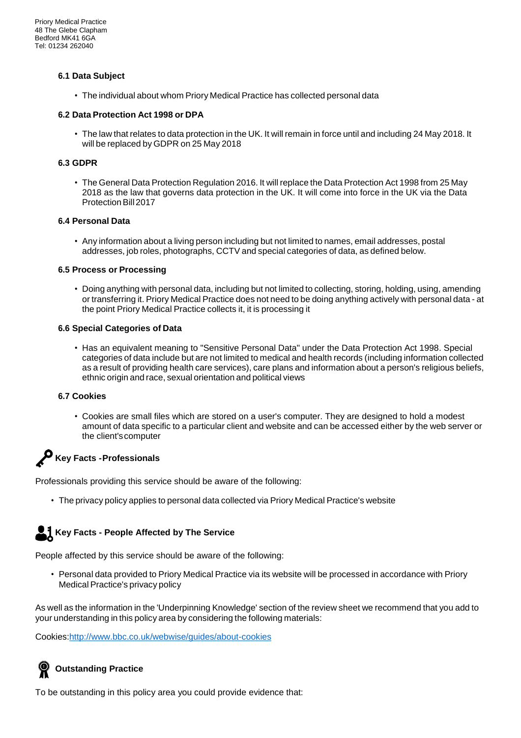Priory Medical Practice
48 The Glebe Clapham
Bedford MK41 6GA
Tel: 01234 262040

#### 6.1 Data Subject

- The individual about whom Priory Medical Practice has collected personal data

#### 6.2 Data Protection Act 1998 or DPA

- The law that relates to data protection in the UK. It will remain in force until and including 24 May 2018. It will be replaced by GDPR on 25 May 2018

#### 6.3 GDPR

- The General Data Protection Regulation 2016. It will replace the Data Protection Act 1998 from 25 May 2018 as the law that governs data protection in the UK. It will come into force in the UK via the Data Protection Bill 2017

#### 6.4 Personal Data

- Any information about a living person including but not limited to names, email addresses, postal addresses, job roles, photographs, CCTV and special categories of data, as defined below.

#### 6.5 Process or Processing

- Doing anything with personal data, including but not limited to collecting, storing, holding, using, amending or transferring it. Priory Medical Practice does not need to be doing anything actively with personal data - at the point Priory Medical Practice collects it, it is processing it

#### 6.6 Special Categories of Data

- Has an equivalent meaning to "Sensitive Personal Data" under the Data Protection Act 1998. Special categories of data include but are not limited to medical and health records (including information collected as a result of providing health care services), care plans and information about a person's religious beliefs, ethnic origin and race, sexual orientation and political views

#### 6.7 Cookies

- Cookies are small files which are stored on a user's computer. They are designed to hold a modest amount of data specific to a particular client and website and can be accessed either by the web server or the client's computer

## Key Facts - Professionals

Professionals providing this service should be aware of the following:

- The privacy policy applies to personal data collected via Priory Medical Practice's website

## Key Facts - People Affected by The Service

People affected by this service should be aware of the following:

- Personal data provided to Priory Medical Practice via its website will be processed in accordance with Priory Medical Practice's privacy policy

As well as the information in the 'Underpinning Knowledge' section of the review sheet we recommend that you add to your understanding in this policy area by considering the following materials:

Cookies: http://www.bbc.co.uk/webwise/guides/about-cookies

## Outstanding Practice

To be outstanding in this policy area you could provide evidence that: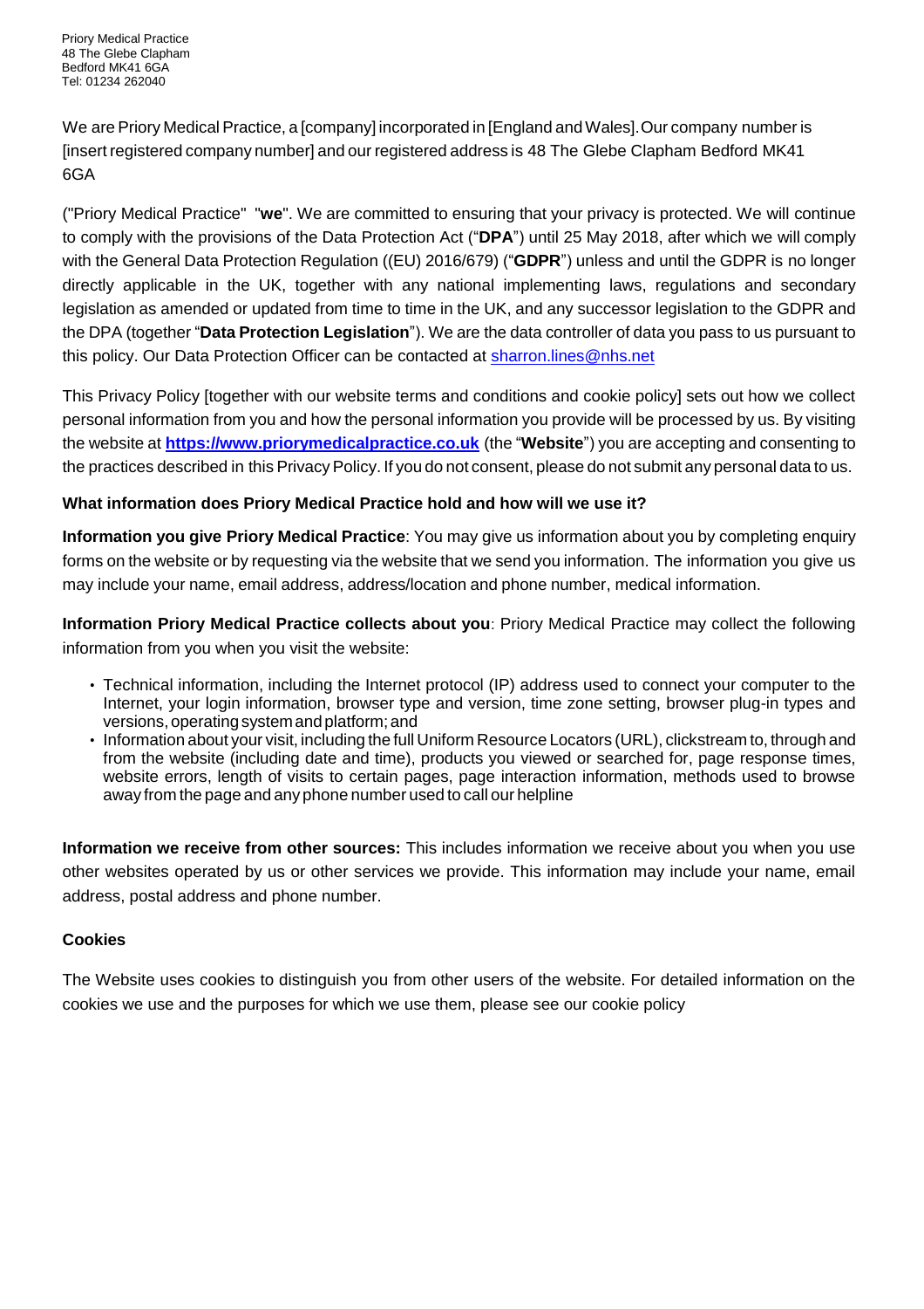Priory Medical Practice
48 The Glebe Clapham
Bedford MK41 6GA
Tel: 01234 262040

We are Priory Medical Practice, a [company] incorporated in [England and Wales]. Our company number is [insert registered company number] and our registered address is 48 The Glebe Clapham Bedford MK41 6GA

("Priory Medical Practice" "**we**". We are committed to ensuring that your privacy is protected. We will continue to comply with the provisions of the Data Protection Act ("**DPA**") until 25 May 2018, after which we will comply with the General Data Protection Regulation ((EU) 2016/679) ("**GDPR**") unless and until the GDPR is no longer directly applicable in the UK, together with any national implementing laws, regulations and secondary legislation as amended or updated from time to time in the UK, and any successor legislation to the GDPR and the DPA (together "**Data Protection Legislation**"). We are the data controller of data you pass to us pursuant to this policy. Our Data Protection Officer can be contacted at sharron.lines@nhs.net

This Privacy Policy [together with our website terms and conditions and cookie policy] sets out how we collect personal information from you and how the personal information you provide will be processed by us. By visiting the website at **https://www.priorymedicalpractice.co.uk** (the "**Website**") you are accepting and consenting to the practices described in this Privacy Policy. If you do not consent, please do not submit any personal data to us.

**What information does Priory Medical Practice hold and how will we use it?**

**Information you give Priory Medical Practice**: You may give us information about you by completing enquiry forms on the website or by requesting via the website that we send you information. The information you give us may include your name, email address, address/location and phone number, medical information.

**Information Priory Medical Practice collects about you**: Priory Medical Practice may collect the following information from you when you visit the website:

- Technical information, including the Internet protocol (IP) address used to connect your computer to the Internet, your login information, browser type and version, time zone setting, browser plug-in types and versions, operating system and platform; and
- Information about your visit, including the full Uniform Resource Locators (URL), clickstream to, through and from the website (including date and time), products you viewed or searched for, page response times, website errors, length of visits to certain pages, page interaction information, methods used to browse away from the page and any phone number used to call our helpline

**Information we receive from other sources:** This includes information we receive about you when you use other websites operated by us or other services we provide. This information may include your name, email address, postal address and phone number.

**Cookies**

The Website uses cookies to distinguish you from other users of the website. For detailed information on the cookies we use and the purposes for which we use them, please see our cookie policy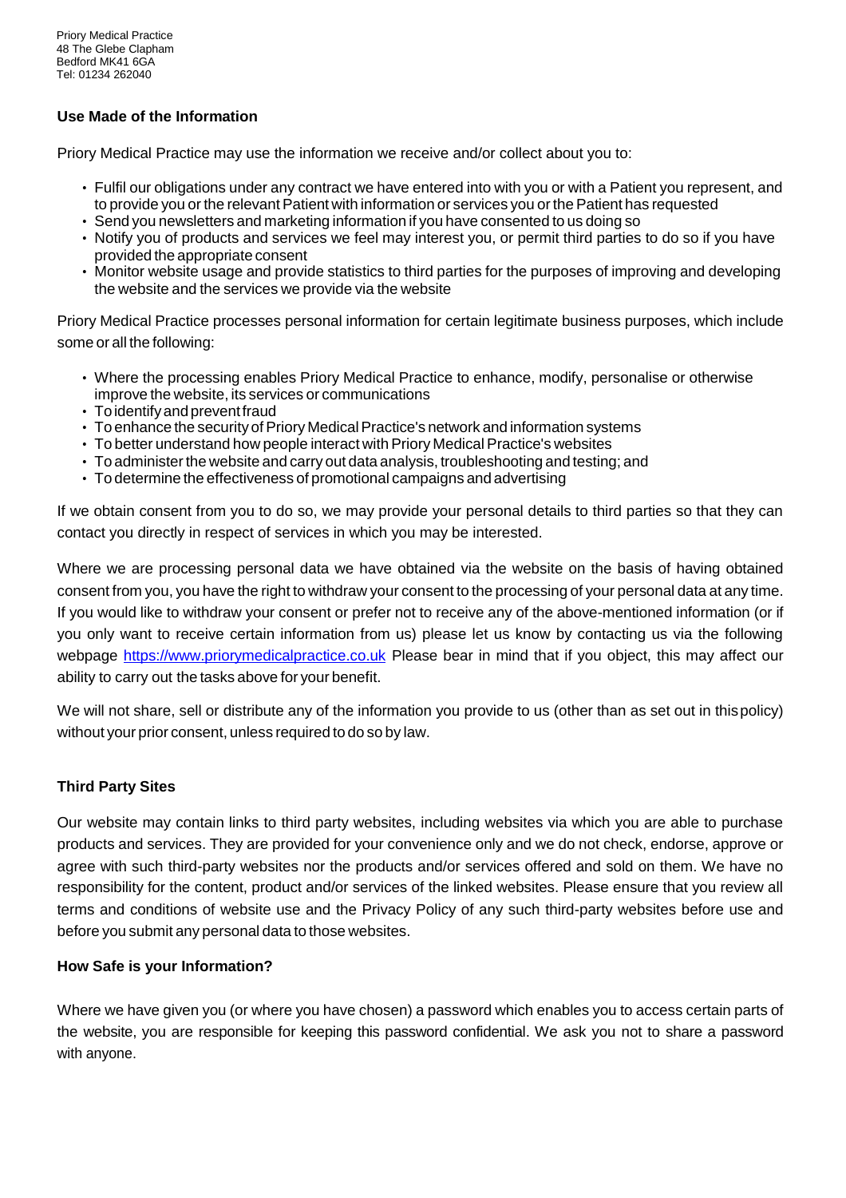## Use Made of the Information

Priory Medical Practice may use the information we receive and/or collect about you to:

- Fulfil our obligations under any contract we have entered into with you or with a Patient you represent, and to provide you or the relevant Patient with information or services you or the Patient has requested
- Send you newsletters and marketing information if you have consented to us doing so
- Notify you of products and services we feel may interest you, or permit third parties to do so if you have provided the appropriate consent
- Monitor website usage and provide statistics to third parties for the purposes of improving and developing the website and the services we provide via the website

Priory Medical Practice processes personal information for certain legitimate business purposes, which include some or all the following:

- Where the processing enables Priory Medical Practice to enhance, modify, personalise or otherwise improve the website, its services or communications
- To identify and prevent fraud
- To enhance the security of Priory Medical Practice's network and information systems
- To better understand how people interact with Priory Medical Practice's websites
- To administer the website and carry out data analysis, troubleshooting and testing; and
- To determine the effectiveness of promotional campaigns and advertising

If we obtain consent from you to do so, we may provide your personal details to third parties so that they can contact you directly in respect of services in which you may be interested.

Where we are processing personal data we have obtained via the website on the basis of having obtained consent from you, you have the right to withdraw your consent to the processing of your personal data at any time. If you would like to withdraw your consent or prefer not to receive any of the above-mentioned information (or if you only want to receive certain information from us) please let us know by contacting us via the following webpage [https://www.priorymedicalpractice.co.uk](https://www.priorymedicalpractice.co.uk) Please bear in mind that if you object, this may affect our ability to carry out the tasks above for your benefit.

We will not share, sell or distribute any of the information you provide to us (other than as set out in this policy) without your prior consent, unless required to do so by law.

## Third Party Sites

Our website may contain links to third party websites, including websites via which you are able to purchase products and services. They are provided for your convenience only and we do not check, endorse, approve or agree with such third-party websites nor the products and/or services offered and sold on them. We have no responsibility for the content, product and/or services of the linked websites. Please ensure that you review all terms and conditions of website use and the Privacy Policy of any such third-party websites before use and before you submit any personal data to those websites.

## How Safe is your Information?

Where we have given you (or where you have chosen) a password which enables you to access certain parts of the website, you are responsible for keeping this password confidential. We ask you not to share a password with anyone.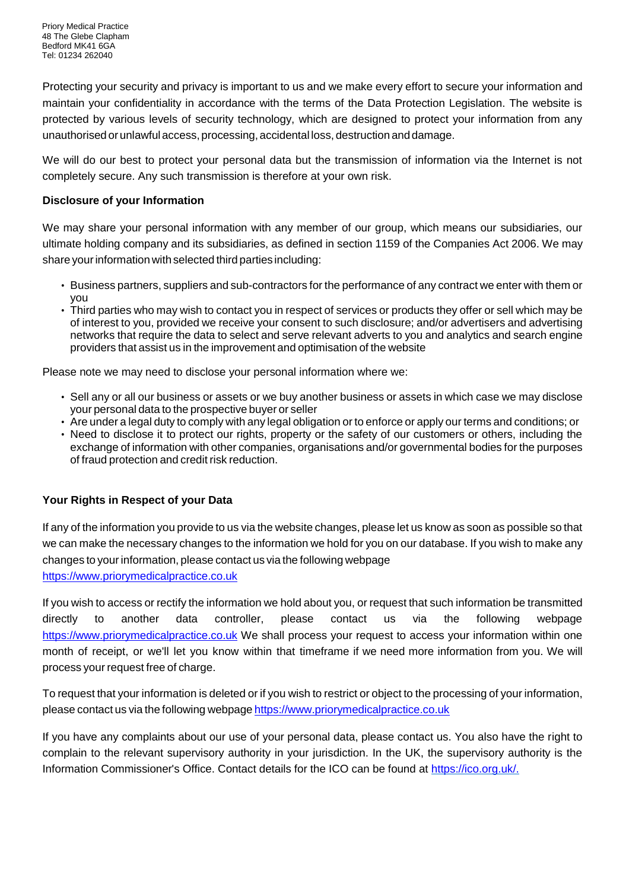Priory Medical Practice
48 The Glebe Clapham
Bedford MK41 6GA
Tel: 01234 262040

Protecting your security and privacy is important to us and we make every effort to secure your information and maintain your confidentiality in accordance with the terms of the Data Protection Legislation. The website is protected by various levels of security technology, which are designed to protect your information from any unauthorised or unlawful access, processing, accidental loss, destruction and damage.

We will do our best to protect your personal data but the transmission of information via the Internet is not completely secure. Any such transmission is therefore at your own risk.

**Disclosure of your Information**

We may share your personal information with any member of our group, which means our subsidiaries, our ultimate holding company and its subsidiaries, as defined in section 1159 of the Companies Act 2006. We may share your information with selected third parties including:

- Business partners, suppliers and sub-contractors for the performance of any contract we enter with them or you
- Third parties who may wish to contact you in respect of services or products they offer or sell which may be of interest to you, provided we receive your consent to such disclosure; and/or advertisers and advertising networks that require the data to select and serve relevant adverts to you and analytics and search engine providers that assist us in the improvement and optimisation of the website

Please note we may need to disclose your personal information where we:

- Sell any or all our business or assets or we buy another business or assets in which case we may disclose your personal data to the prospective buyer or seller
- Are under a legal duty to comply with any legal obligation or to enforce or apply our terms and conditions; or
- Need to disclose it to protect our rights, property or the safety of our customers or others, including the exchange of information with other companies, organisations and/or governmental bodies for the purposes of fraud protection and credit risk reduction.

**Your Rights in Respect of your Data**

If any of the information you provide to us via the website changes, please let us know as soon as possible so that we can make the necessary changes to the information we hold for you on our database. If you wish to make any changes to your information, please contact us via the following webpage https://www.priorymedicalpractice.co.uk

If you wish to access or rectify the information we hold about you, or request that such information be transmitted directly to another data controller, please contact us via the following webpage https://www.priorymedicalpractice.co.uk We shall process your request to access your information within one month of receipt, or we'll let you know within that timeframe if we need more information from you. We will process your request free of charge.

To request that your information is deleted or if you wish to restrict or object to the processing of your information, please contact us via the following webpage https://www.priorymedicalpractice.co.uk

If you have any complaints about our use of your personal data, please contact us. You also have the right to complain to the relevant supervisory authority in your jurisdiction. In the UK, the supervisory authority is the Information Commissioner's Office. Contact details for the ICO can be found at https://ico.org.uk/.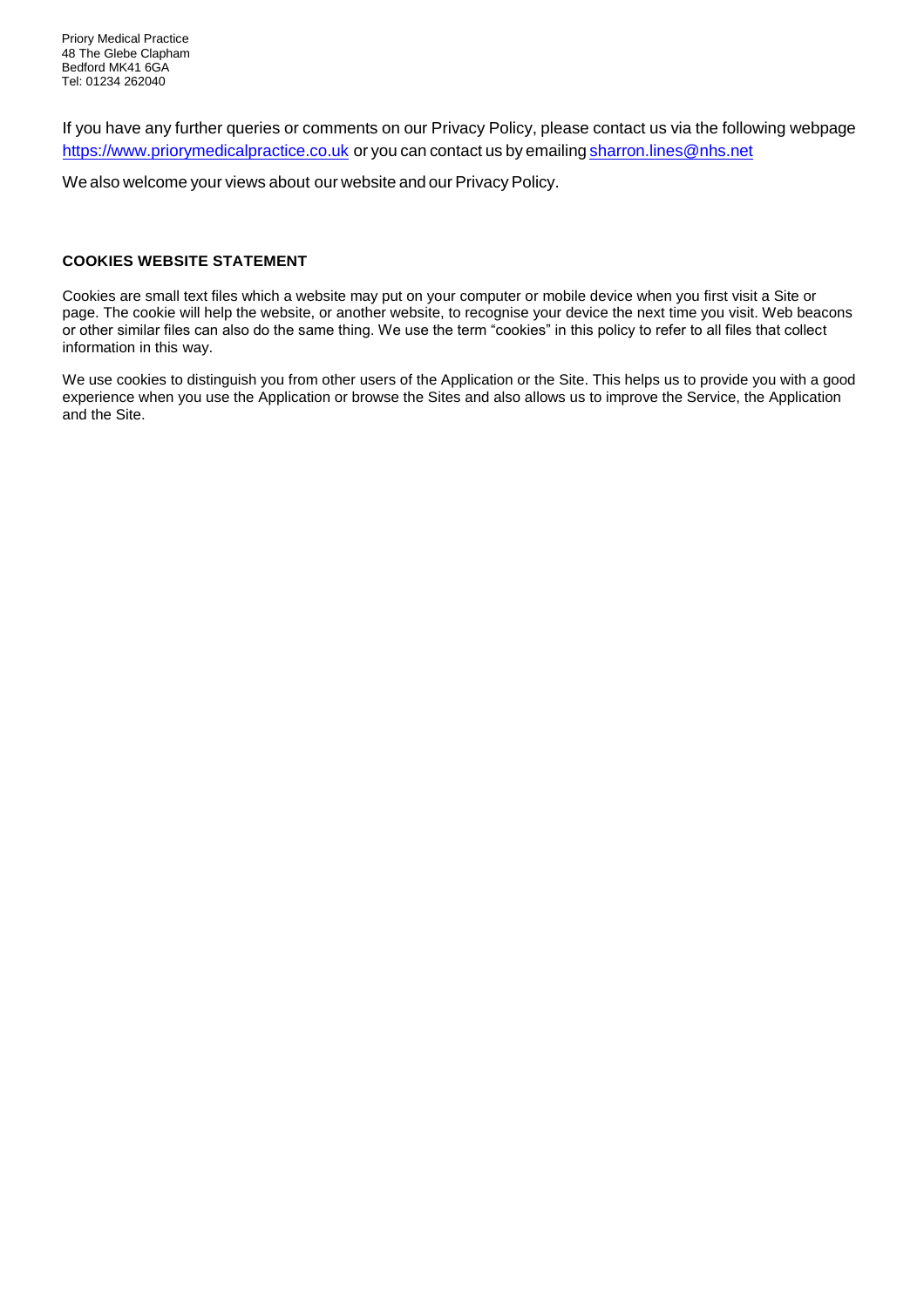Priory Medical Practice
48 The Glebe Clapham
Bedford MK41 6GA
Tel: 01234 262040

If you have any further queries or comments on our Privacy Policy, please contact us via the following webpage https://www.priorymedicalpractice.co.uk or you can contact us by emailing sharron.lines@nhs.net

We also welcome your views about our website and our Privacy Policy.

## COOKIES WEBSITE STATEMENT

Cookies are small text files which a website may put on your computer or mobile device when you first visit a Site or page. The cookie will help the website, or another website, to recognise your device the next time you visit. Web beacons or other similar files can also do the same thing. We use the term "cookies" in this policy to refer to all files that collect information in this way.

We use cookies to distinguish you from other users of the Application or the Site. This helps us to provide you with a good experience when you use the Application or browse the Sites and also allows us to improve the Service, the Application and the Site.